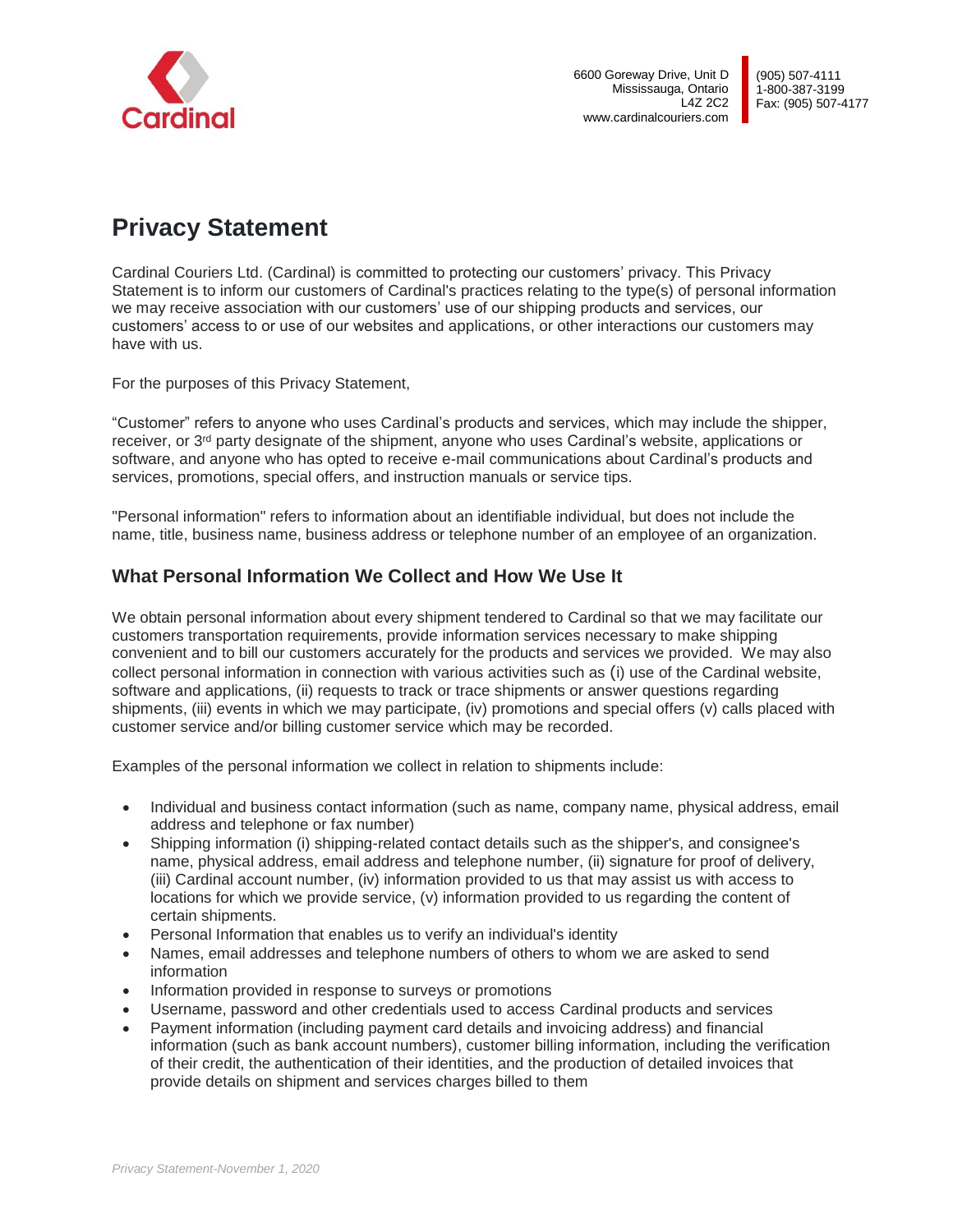Cardinal

6600 Goreway Drive, Unit D
Mississauga, Ontario
L4Z 2C2
www.cardinalcouriers.com

(905) 507-4111
1-800-387-3199
Fax: (905) 507-4177

# Privacy Statement

Cardinal Couriers Ltd. (Cardinal) is committed to protecting our customers' privacy. This Privacy Statement is to inform our customers of Cardinal's practices relating to the type(s) of personal information we may receive association with our customers' use of our shipping products and services, our customers' access to or use of our websites and applications, or other interactions our customers may have with us.

For the purposes of this Privacy Statement,

"Customer" refers to anyone who uses Cardinal's products and services, which may include the shipper, receiver, or 3rd party designate of the shipment, anyone who uses Cardinal's website, applications or software, and anyone who has opted to receive e-mail communications about Cardinal's products and services, promotions, special offers, and instruction manuals or service tips.

"Personal information" refers to information about an identifiable individual, but does not include the name, title, business name, business address or telephone number of an employee of an organization.

## What Personal Information We Collect and How We Use It

We obtain personal information about every shipment tendered to Cardinal so that we may facilitate our customers transportation requirements, provide information services necessary to make shipping convenient and to bill our customers accurately for the products and services we provided. We may also collect personal information in connection with various activities such as (i) use of the Cardinal website, software and applications, (ii) requests to track or trace shipments or answer questions regarding shipments, (iii) events in which we may participate, (iv) promotions and special offers (v) calls placed with customer service and/or billing customer service which may be recorded.

Examples of the personal information we collect in relation to shipments include:

- Individual and business contact information (such as name, company name, physical address, email address and telephone or fax number)
- Shipping information (i) shipping-related contact details such as the shipper's, and consignee's name, physical address, email address and telephone number, (ii) signature for proof of delivery, (iii) Cardinal account number, (iv) information provided to us that may assist us with access to locations for which we provide service, (v) information provided to us regarding the content of certain shipments.
- Personal Information that enables us to verify an individual's identity
- Names, email addresses and telephone numbers of others to whom we are asked to send information
- Information provided in response to surveys or promotions
- Username, password and other credentials used to access Cardinal products and services
- Payment information (including payment card details and invoicing address) and financial information (such as bank account numbers), customer billing information, including the verification of their credit, the authentication of their identities, and the production of detailed invoices that provide details on shipment and services charges billed to them

*Privacy Statement-November 1, 2020*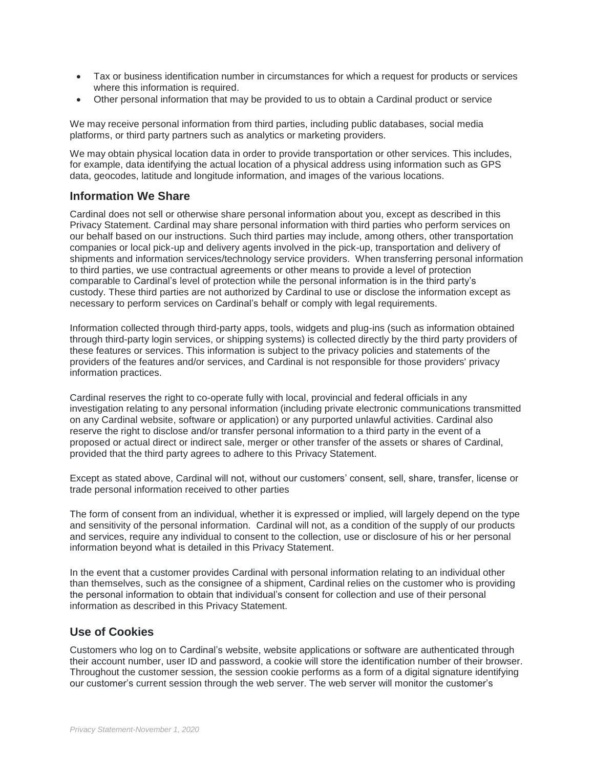- Tax or business identification number in circumstances for which a request for products or services where this information is required.
- Other personal information that may be provided to us to obtain a Cardinal product or service

We may receive personal information from third parties, including public databases, social media platforms, or third party partners such as analytics or marketing providers.

We may obtain physical location data in order to provide transportation or other services. This includes, for example, data identifying the actual location of a physical address using information such as GPS data, geocodes, latitude and longitude information, and images of the various locations.

## Information We Share

Cardinal does not sell or otherwise share personal information about you, except as described in this Privacy Statement. Cardinal may share personal information with third parties who perform services on our behalf based on our instructions. Such third parties may include, among others, other transportation companies or local pick-up and delivery agents involved in the pick-up, transportation and delivery of shipments and information services/technology service providers. When transferring personal information to third parties, we use contractual agreements or other means to provide a level of protection comparable to Cardinal's level of protection while the personal information is in the third party's custody. These third parties are not authorized by Cardinal to use or disclose the information except as necessary to perform services on Cardinal's behalf or comply with legal requirements.

Information collected through third-party apps, tools, widgets and plug-ins (such as information obtained through third-party login services, or shipping systems) is collected directly by the third party providers of these features or services. This information is subject to the privacy policies and statements of the providers of the features and/or services, and Cardinal is not responsible for those providers' privacy information practices.

Cardinal reserves the right to co-operate fully with local, provincial and federal officials in any investigation relating to any personal information (including private electronic communications transmitted on any Cardinal website, software or application) or any purported unlawful activities. Cardinal also reserve the right to disclose and/or transfer personal information to a third party in the event of a proposed or actual direct or indirect sale, merger or other transfer of the assets or shares of Cardinal, provided that the third party agrees to adhere to this Privacy Statement.

Except as stated above, Cardinal will not, without our customers' consent, sell, share, transfer, license or trade personal information received to other parties

The form of consent from an individual, whether it is expressed or implied, will largely depend on the type and sensitivity of the personal information. Cardinal will not, as a condition of the supply of our products and services, require any individual to consent to the collection, use or disclosure of his or her personal information beyond what is detailed in this Privacy Statement.

In the event that a customer provides Cardinal with personal information relating to an individual other than themselves, such as the consignee of a shipment, Cardinal relies on the customer who is providing the personal information to obtain that individual's consent for collection and use of their personal information as described in this Privacy Statement.

## Use of Cookies

Customers who log on to Cardinal's website, website applications or software are authenticated through their account number, user ID and password, a cookie will store the identification number of their browser. Throughout the customer session, the session cookie performs as a form of a digital signature identifying our customer's current session through the web server. The web server will monitor the customer's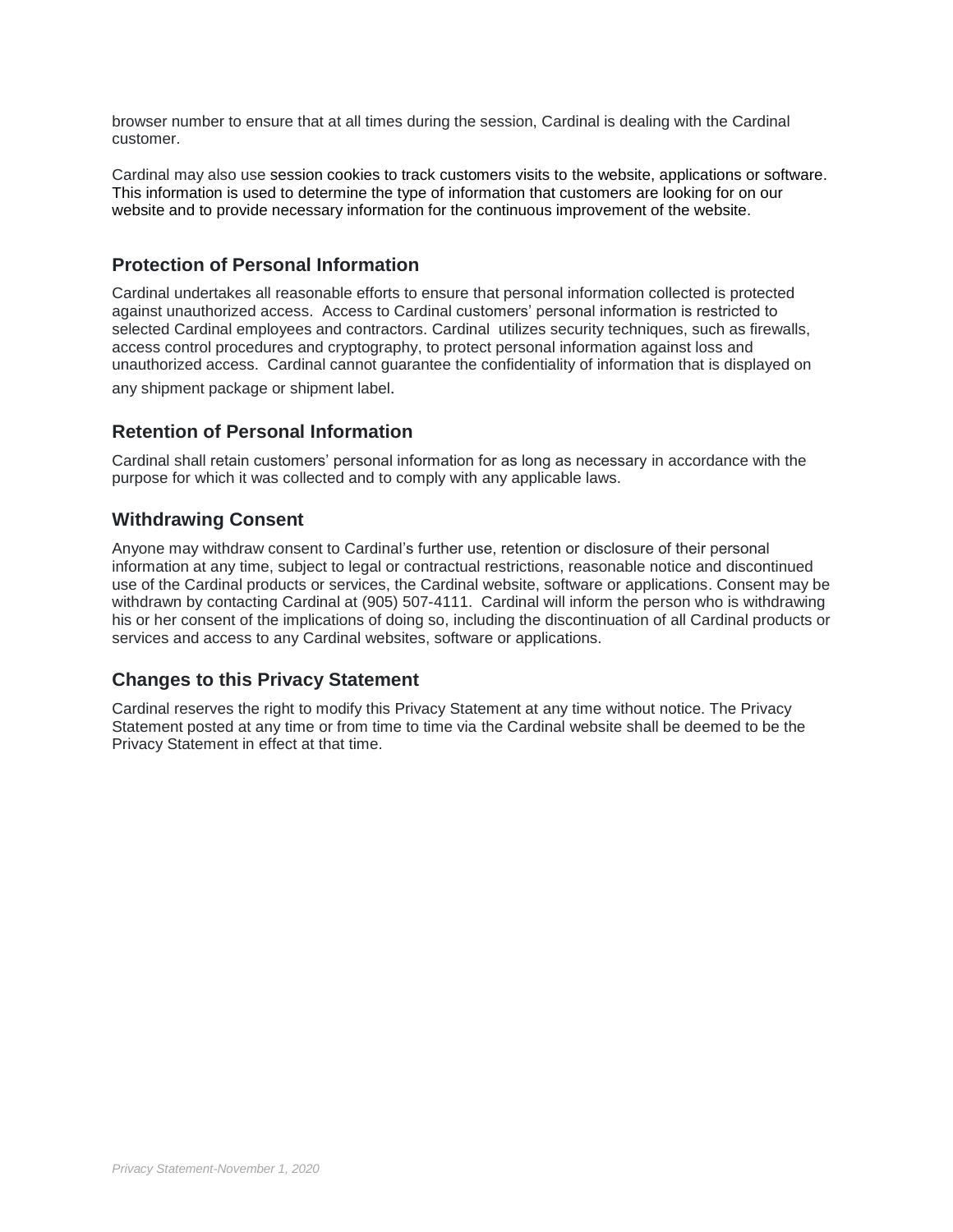browser number to ensure that at all times during the session, Cardinal is dealing with the Cardinal customer.

Cardinal may also use session cookies to track customers visits to the website, applications or software. This information is used to determine the type of information that customers are looking for on our website and to provide necessary information for the continuous improvement of the website.

## Protection of Personal Information

Cardinal undertakes all reasonable efforts to ensure that personal information collected is protected against unauthorized access. Access to Cardinal customers' personal information is restricted to selected Cardinal employees and contractors. Cardinal utilizes security techniques, such as firewalls, access control procedures and cryptography, to protect personal information against loss and unauthorized access. Cardinal cannot guarantee the confidentiality of information that is displayed on any shipment package or shipment label.

## Retention of Personal Information

Cardinal shall retain customers' personal information for as long as necessary in accordance with the purpose for which it was collected and to comply with any applicable laws.

## Withdrawing Consent

Anyone may withdraw consent to Cardinal's further use, retention or disclosure of their personal information at any time, subject to legal or contractual restrictions, reasonable notice and discontinued use of the Cardinal products or services, the Cardinal website, software or applications. Consent may be withdrawn by contacting Cardinal at (905) 507-4111. Cardinal will inform the person who is withdrawing his or her consent of the implications of doing so, including the discontinuation of all Cardinal products or services and access to any Cardinal websites, software or applications.

## Changes to this Privacy Statement

Cardinal reserves the right to modify this Privacy Statement at any time without notice. The Privacy Statement posted at any time or from time to time via the Cardinal website shall be deemed to be the Privacy Statement in effect at that time.